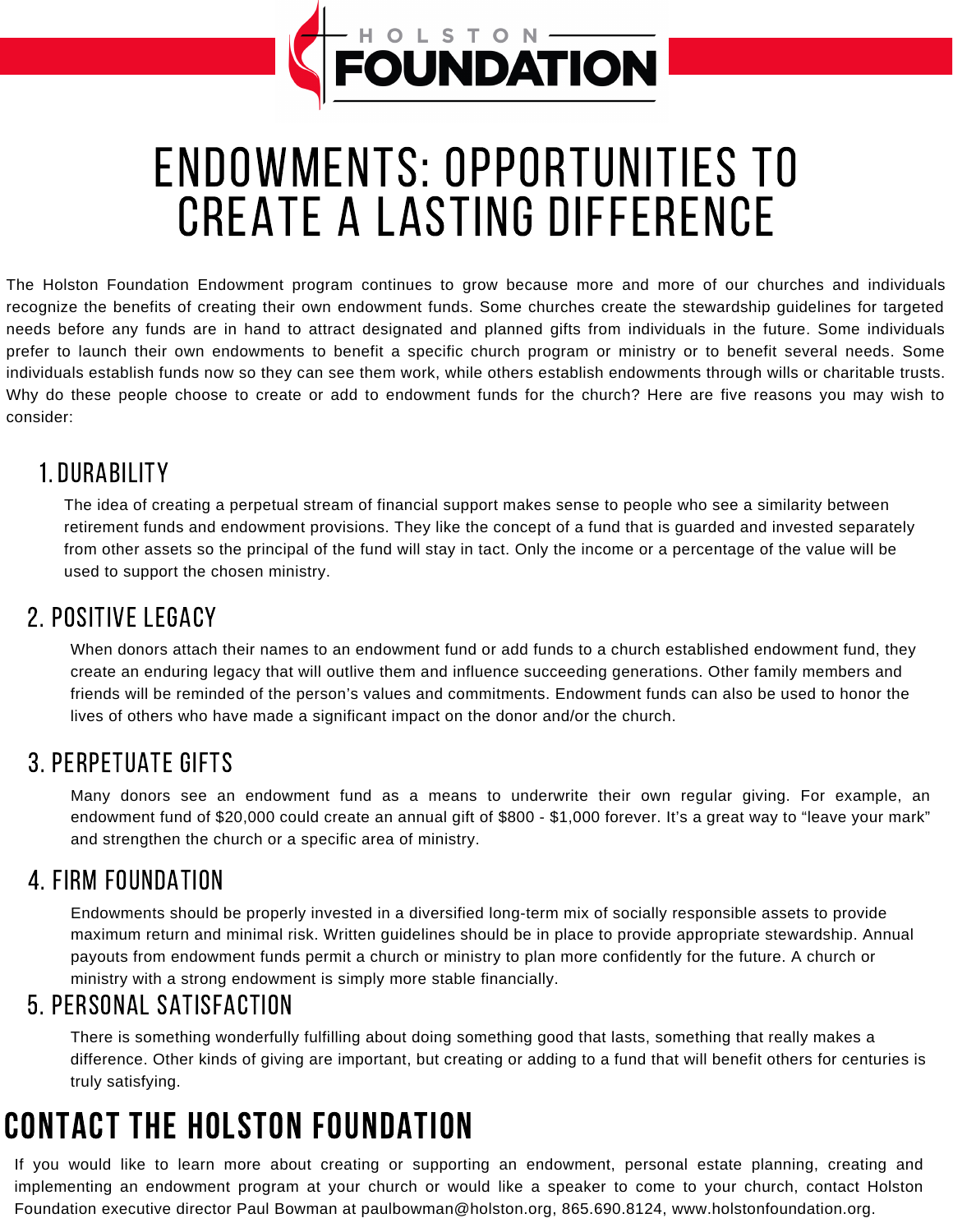HOLSTON FOUNDATION

# ENDOWMENTS: OPPORTUNITIES TO CREATE A LASTING DIFFERENCE

The Holston Foundation Endowment program continues to grow because more and more of our churches and individuals recognize the benefits of creating their own endowment funds. Some churches create the stewardship guidelines for targeted needs before any funds are in hand to attract designated and planned gifts from individuals in the future. Some individuals prefer to launch their own endowments to benefit a specific church program or ministry or to benefit several needs. Some individuals establish funds now so they can see them work, while others establish endowments through wills or charitable trusts. Why do these people choose to create or add to endowment funds for the church? Here are five reasons you may wish to consider:

## 1. DURABILITY

The idea of creating a perpetual stream of financial support makes sense to people who see a similarity between retirement funds and endowment provisions. They like the concept of a fund that is guarded and invested separately from other assets so the principal of the fund will stay in tact. Only the income or a percentage of the value will be used to support the chosen ministry.

## 2. POSITIVE LEGACY

When donors attach their names to an endowment fund or add funds to a church established endowment fund, they create an enduring legacy that will outlive them and influence succeeding generations. Other family members and friends will be reminded of the person's values and commitments. Endowment funds can also be used to honor the lives of others who have made a significant impact on the donor and/or the church.

## 3. PERPETUATE GIFTS

Many donors see an endowment fund as a means to underwrite their own regular giving. For example, an endowment fund of $20,000 could create an annual gift of $800 - $1,000 forever. It's a great way to "leave your mark" and strengthen the church or a specific area of ministry.

## 4. FIRM FOUNDATION

Endowments should be properly invested in a diversified long-term mix of socially responsible assets to provide maximum return and minimal risk. Written guidelines should be in place to provide appropriate stewardship. Annual payouts from endowment funds permit a church or ministry to plan more confidently for the future. A church or ministry with a strong endowment is simply more stable financially.

## 5. PERSONAL SATISFACTION

There is something wonderfully fulfilling about doing something good that lasts, something that really makes a difference. Other kinds of giving are important, but creating or adding to a fund that will benefit others for centuries is truly satisfying.

# CONTACT THE HOLSTON FOUNDATION

If you would like to learn more about creating or supporting an endowment, personal estate planning, creating and implementing an endowment program at your church or would like a speaker to come to your church, contact Holston Foundation executive director Paul Bowman at paulbowman@holston.org, 865.690.8124, www.holstonfoundation.org.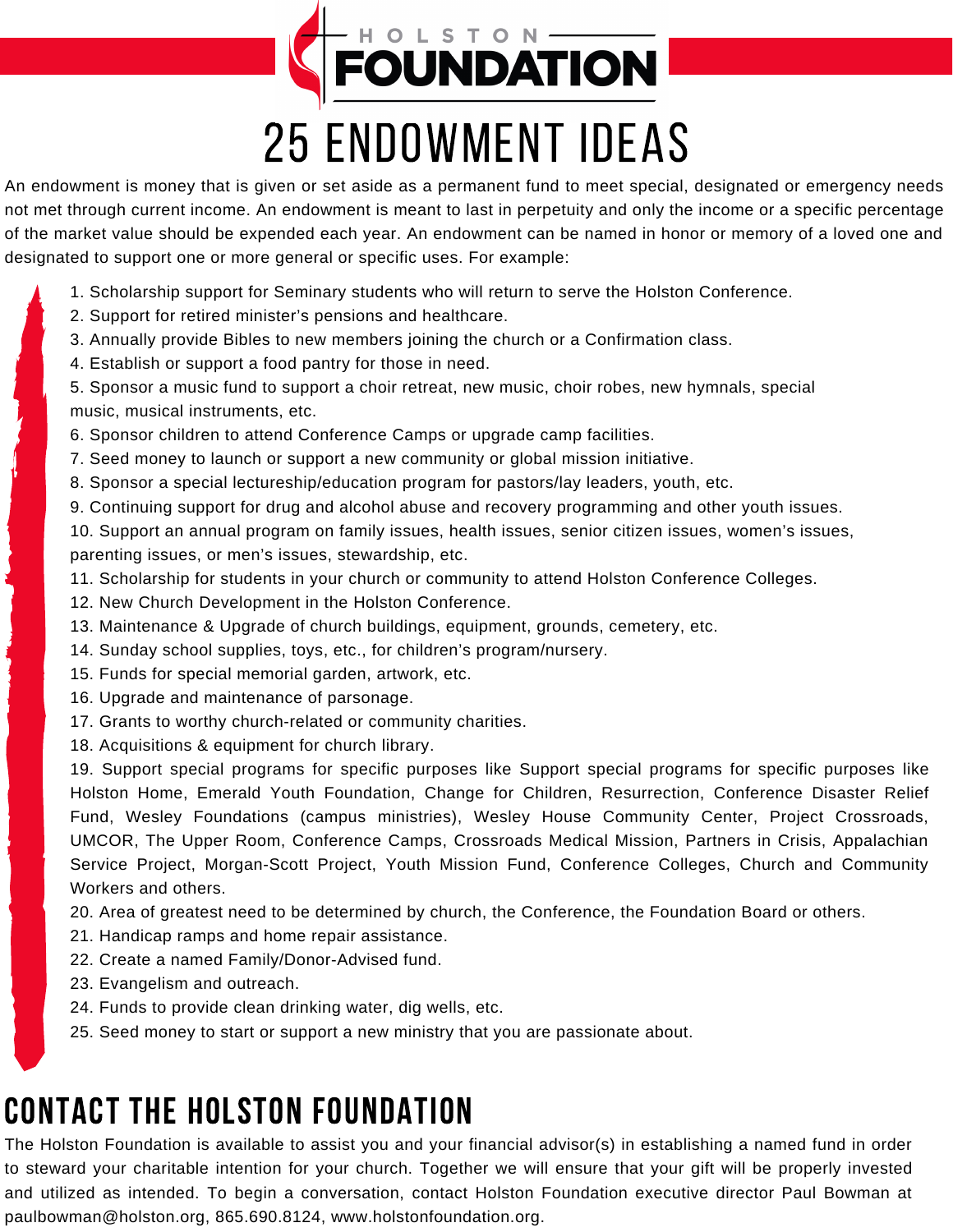HOLSTON FOUNDATION

# 25 ENDOWMENT IDEAS

An endowment is money that is given or set aside as a permanent fund to meet special, designated or emergency needs not met through current income. An endowment is meant to last in perpetuity and only the income or a specific percentage of the market value should be expended each year. An endowment can be named in honor or memory of a loved one and designated to support one or more general or specific uses. For example:

1. Scholarship support for Seminary students who will return to serve the Holston Conference.
2. Support for retired minister's pensions and healthcare.
3. Annually provide Bibles to new members joining the church or a Confirmation class.
4. Establish or support a food pantry for those in need.
5. Sponsor a music fund to support a choir retreat, new music, choir robes, new hymnals, special music, musical instruments, etc.
6. Sponsor children to attend Conference Camps or upgrade camp facilities.
7. Seed money to launch or support a new community or global mission initiative.
8. Sponsor a special lectureship/education program for pastors/lay leaders, youth, etc.
9. Continuing support for drug and alcohol abuse and recovery programming and other youth issues.
10. Support an annual program on family issues, health issues, senior citizen issues, women's issues, parenting issues, or men's issues, stewardship, etc.
11. Scholarship for students in your church or community to attend Holston Conference Colleges.
12. New Church Development in the Holston Conference.
13. Maintenance & Upgrade of church buildings, equipment, grounds, cemetery, etc.
14. Sunday school supplies, toys, etc., for children's program/nursery.
15. Funds for special memorial garden, artwork, etc.
16. Upgrade and maintenance of parsonage.
17. Grants to worthy church-related or community charities.
18. Acquisitions & equipment for church library.
19. Support special programs for specific purposes like Support special programs for specific purposes like Holston Home, Emerald Youth Foundation, Change for Children, Resurrection, Conference Disaster Relief Fund, Wesley Foundations (campus ministries), Wesley House Community Center, Project Crossroads, UMCOR, The Upper Room, Conference Camps, Crossroads Medical Mission, Partners in Crisis, Appalachian Service Project, Morgan-Scott Project, Youth Mission Fund, Conference Colleges, Church and Community Workers and others.
20. Area of greatest need to be determined by church, the Conference, the Foundation Board or others.
21. Handicap ramps and home repair assistance.
22. Create a named Family/Donor-Advised fund.
23. Evangelism and outreach.
24. Funds to provide clean drinking water, dig wells, etc.
25. Seed money to start or support a new ministry that you are passionate about.

## CONTACT THE HOLSTON FOUNDATION

The Holston Foundation is available to assist you and your financial advisor(s) in establishing a named fund in order to steward your charitable intention for your church. Together we will ensure that your gift will be properly invested and utilized as intended. To begin a conversation, contact Holston Foundation executive director Paul Bowman at paulbowman@holston.org, 865.690.8124, www.holstonfoundation.org.